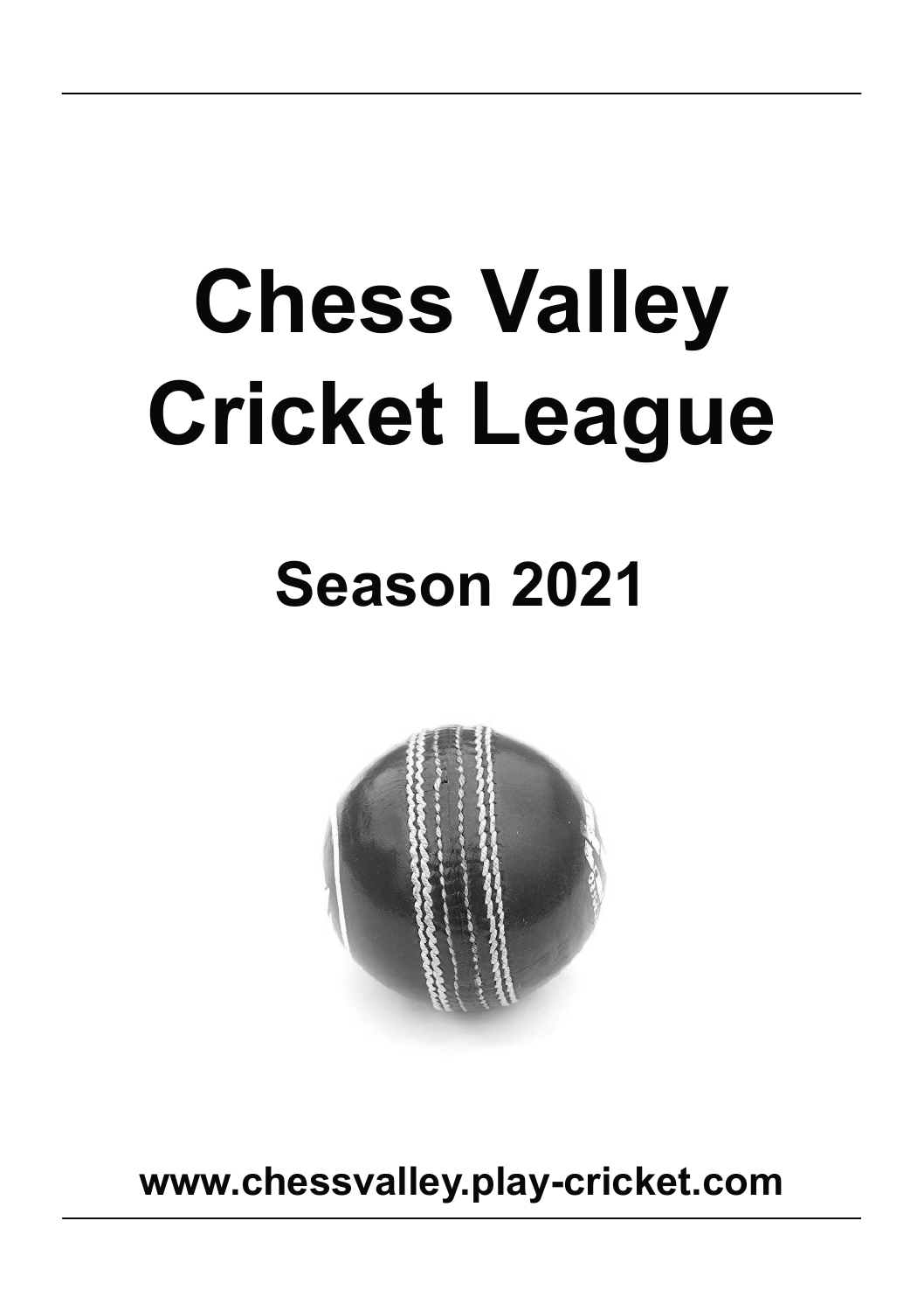# Chess Valley Cricket League

## Season 2021

**www.chessvalley.play-cricket.com**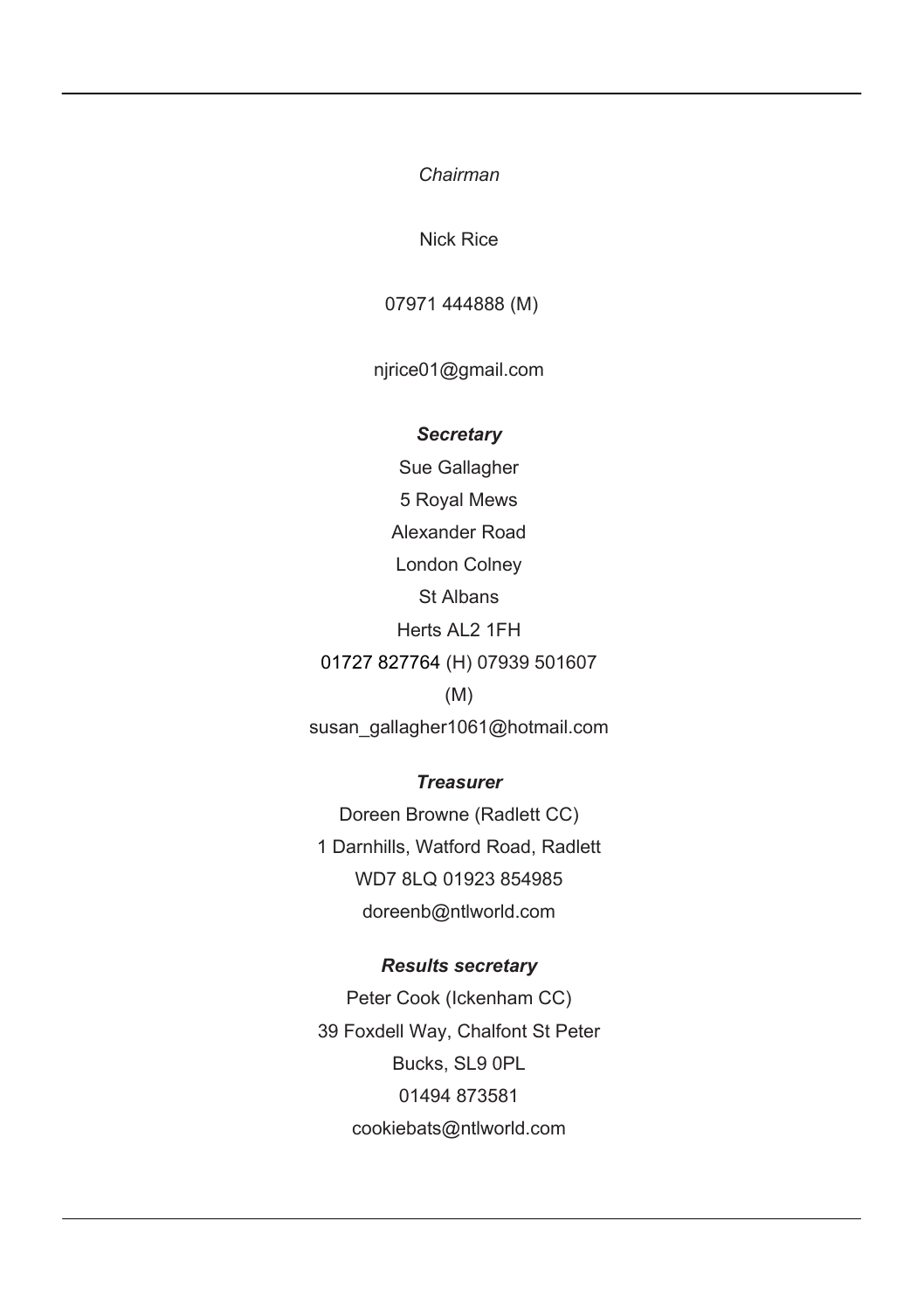*Chairman*

Nick Rice

07971 444888 (M)

njrice01@gmail.com

***Secretary***

Sue Gallagher

5 Royal Mews

Alexander Road

London Colney

St Albans

Herts AL2 1FH

01727 827764 (H) 07939 501607 (M)

susan_gallagher1061@hotmail.com

***Treasurer***

Doreen Browne (Radlett CC)

1 Darnhills, Watford Road, Radlett

WD7 8LQ 01923 854985

doreenb@ntlworld.com

***Results secretary***

Peter Cook (Ickenham CC)

39 Foxdell Way, Chalfont St Peter

Bucks, SL9 0PL

01494 873581

cookiebats@ntlworld.com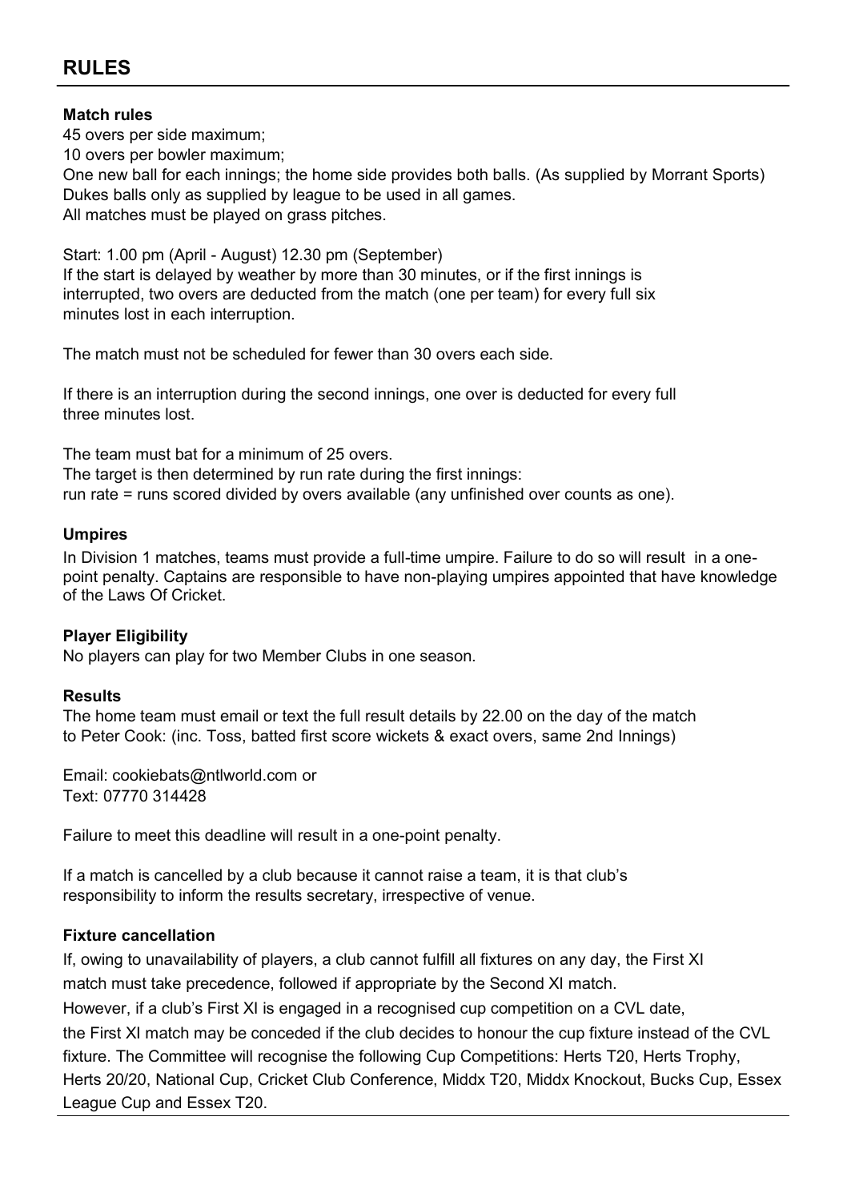## RULES

**Match rules**

45 overs per side maximum;
10 overs per bowler maximum;
One new ball for each innings; the home side provides both balls. (As supplied by Morrant Sports)
Dukes balls only as supplied by league to be used in all games.
All matches must be played on grass pitches.

Start: 1.00 pm (April - August) 12.30 pm (September)
If the start is delayed by weather by more than 30 minutes, or if the first innings is interrupted, two overs are deducted from the match (one per team) for every full six minutes lost in each interruption.

The match must not be scheduled for fewer than 30 overs each side.

If there is an interruption during the second innings, one over is deducted for every full three minutes lost.

The team must bat for a minimum of 25 overs.
The target is then determined by run rate during the first innings:
run rate = runs scored divided by overs available (any unfinished over counts as one).

**Umpires**

In Division 1 matches, teams must provide a full-time umpire. Failure to do so will result in a one-point penalty. Captains are responsible to have non-playing umpires appointed that have knowledge of the Laws Of Cricket.

**Player Eligibility**

No players can play for two Member Clubs in one season.

**Results**

The home team must email or text the full result details by 22.00 on the day of the match to Peter Cook: (inc. Toss, batted first score wickets & exact overs, same 2nd Innings)

Email: cookiebats@ntlworld.com or
Text: 07770 314428

Failure to meet this deadline will result in a one-point penalty.

If a match is cancelled by a club because it cannot raise a team, it is that club's responsibility to inform the results secretary, irrespective of venue.

**Fixture cancellation**

If, owing to unavailability of players, a club cannot fulfill all fixtures on any day, the First XI match must take precedence, followed if appropriate by the Second XI match.
However, if a club's First XI is engaged in a recognised cup competition on a CVL date, the First XI match may be conceded if the club decides to honour the cup fixture instead of the CVL fixture. The Committee will recognise the following Cup Competitions: Herts T20, Herts Trophy, Herts 20/20, National Cup, Cricket Club Conference, Middx T20, Middx Knockout, Bucks Cup, Essex League Cup and Essex T20.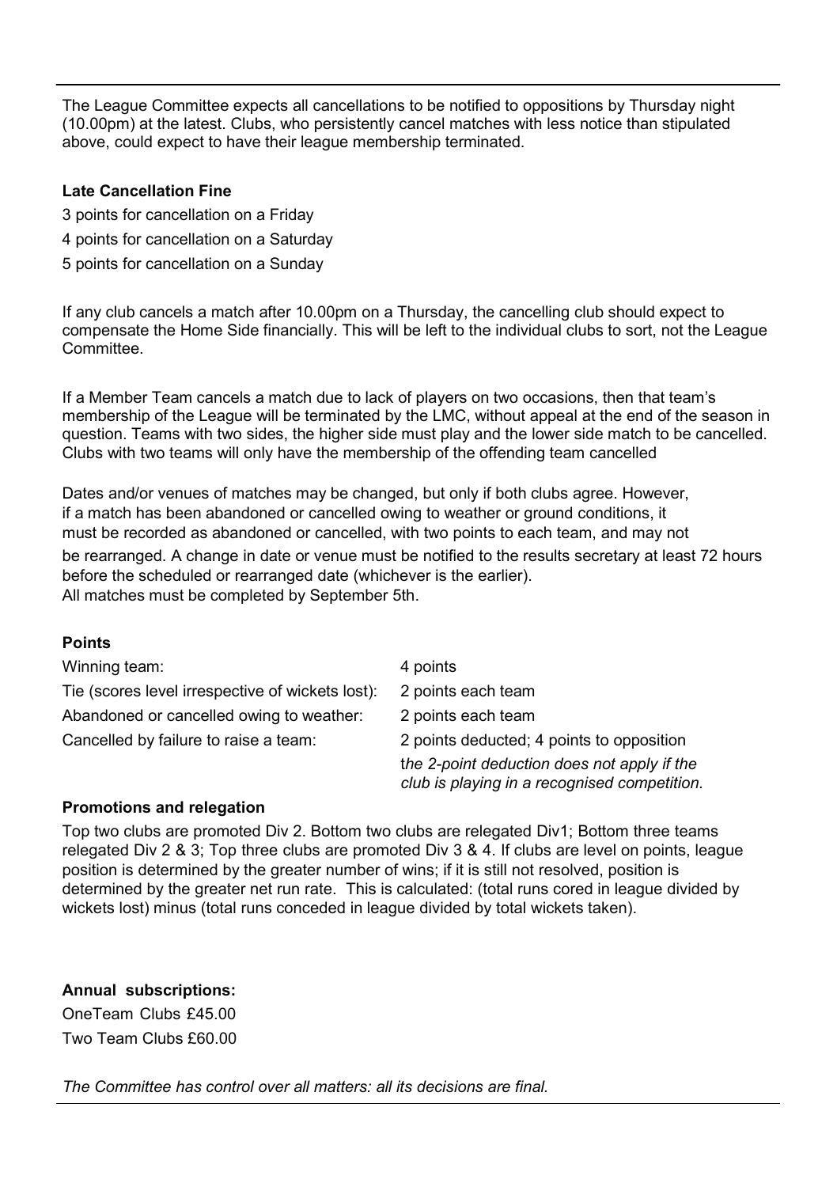The League Committee expects all cancellations to be notified to oppositions by Thursday night (10.00pm) at the latest. Clubs, who persistently cancel matches with less notice than stipulated above, could expect to have their league membership terminated.

**Late Cancellation Fine**

3 points for cancellation on a Friday

4 points for cancellation on a Saturday

5 points for cancellation on a Sunday

If any club cancels a match after 10.00pm on a Thursday, the cancelling club should expect to compensate the Home Side financially. This will be left to the individual clubs to sort, not the League Committee.

If a Member Team cancels a match due to lack of players on two occasions, then that team's membership of the League will be terminated by the LMC, without appeal at the end of the season in question. Teams with two sides, the higher side must play and the lower side match to be cancelled. Clubs with two teams will only have the membership of the offending team cancelled

Dates and/or venues of matches may be changed, but only if both clubs agree. However, if a match has been abandoned or cancelled owing to weather or ground conditions, it must be recorded as abandoned or cancelled, with two points to each team, and may not be rearranged. A change in date or venue must be notified to the results secretary at least 72 hours before the scheduled or rearranged date (whichever is the earlier).
All matches must be completed by September 5th.

**Points**

| | |
|---|---|
| Winning team: | 4 points |
| Tie (scores level irrespective of wickets lost): | 2 points each team |
| Abandoned or cancelled owing to weather: | 2 points each team |
| Cancelled by failure to raise a team: | 2 points deducted; 4 points to opposition *the 2-point deduction does not apply if the club is playing in a recognised competition.* |

**Promotions and relegation**

Top two clubs are promoted Div 2. Bottom two clubs are relegated Div1; Bottom three teams relegated Div 2 & 3; Top three clubs are promoted Div 3 & 4. If clubs are level on points, league position is determined by the greater number of wins; if it is still not resolved, position is determined by the greater net run rate. This is calculated: (total runs cored in league divided by wickets lost) minus (total runs conceded in league divided by total wickets taken).

**Annual subscriptions:**

OneTeam Clubs £45.00

Two Team Clubs £60.00

*The Committee has control over all matters: all its decisions are final.*